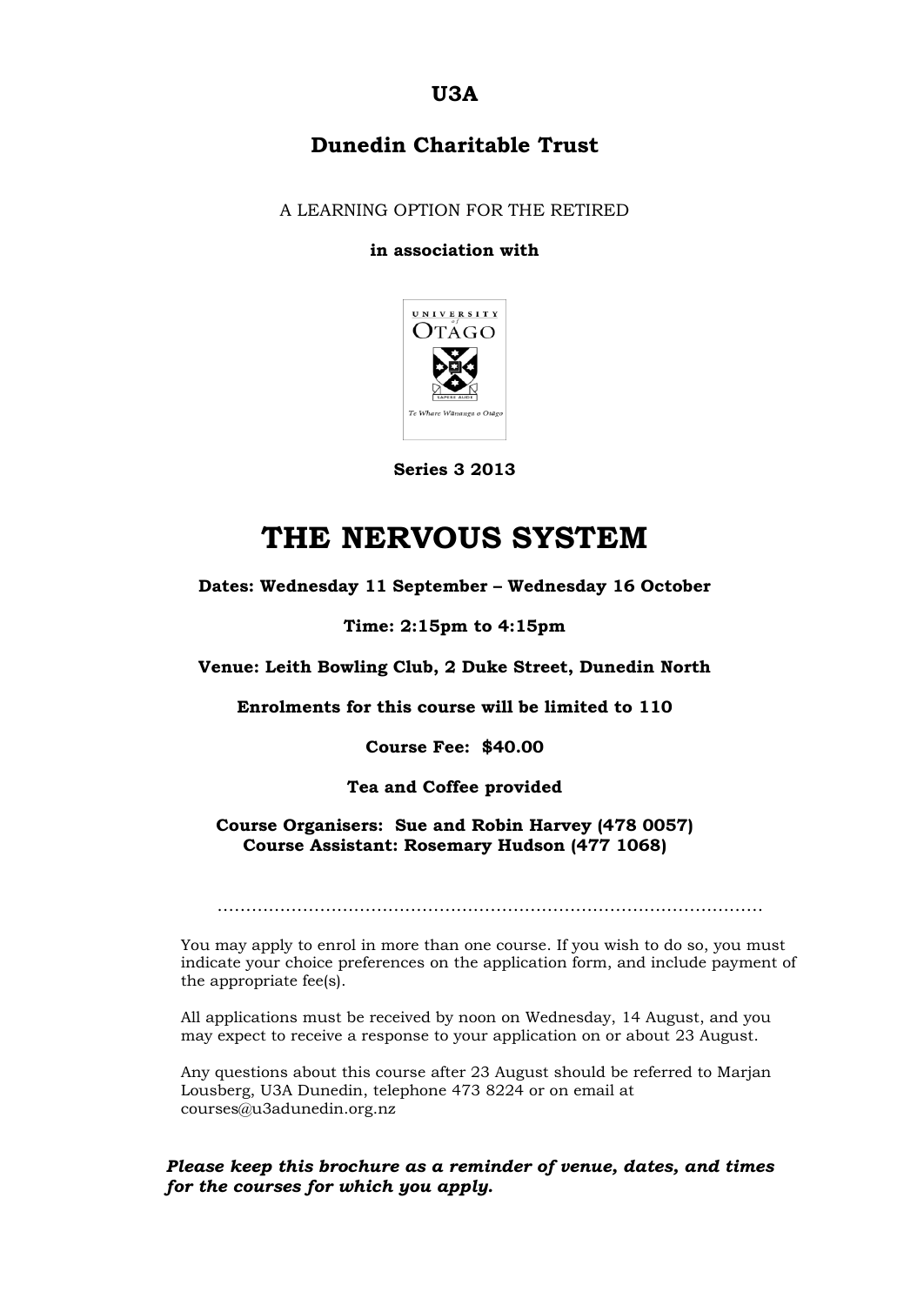**U3A**

**Dunedin Charitable Trust**

A LEARNING OPTION FOR THE RETIRED

**in association with**

**Series 3 2013**

# THE NERVOUS SYSTEM

**Dates: Wednesday 11 September – Wednesday 16 October**

**Time: 2:15pm to 4:15pm**

**Venue: Leith Bowling Club, 2 Duke Street, Dunedin North**

**Enrolments for this course will be limited to 110**

**Course Fee: $40.00**

**Tea and Coffee provided**

**Course Organisers: Sue and Robin Harvey (478 0057)**
**Course Assistant: Rosemary Hudson (477 1068)**

…………………………………………………………………………………….

You may apply to enrol in more than one course. If you wish to do so, you must indicate your choice preferences on the application form, and include payment of the appropriate fee(s).

All applications must be received by noon on Wednesday, 14 August, and you may expect to receive a response to your application on or about 23 August.

Any questions about this course after 23 August should be referred to Marjan Lousberg, U3A Dunedin, telephone 473 8224 or on email at courses@u3adunedin.org.nz

***Please keep this brochure as a reminder of venue, dates, and times for the courses for which you apply.***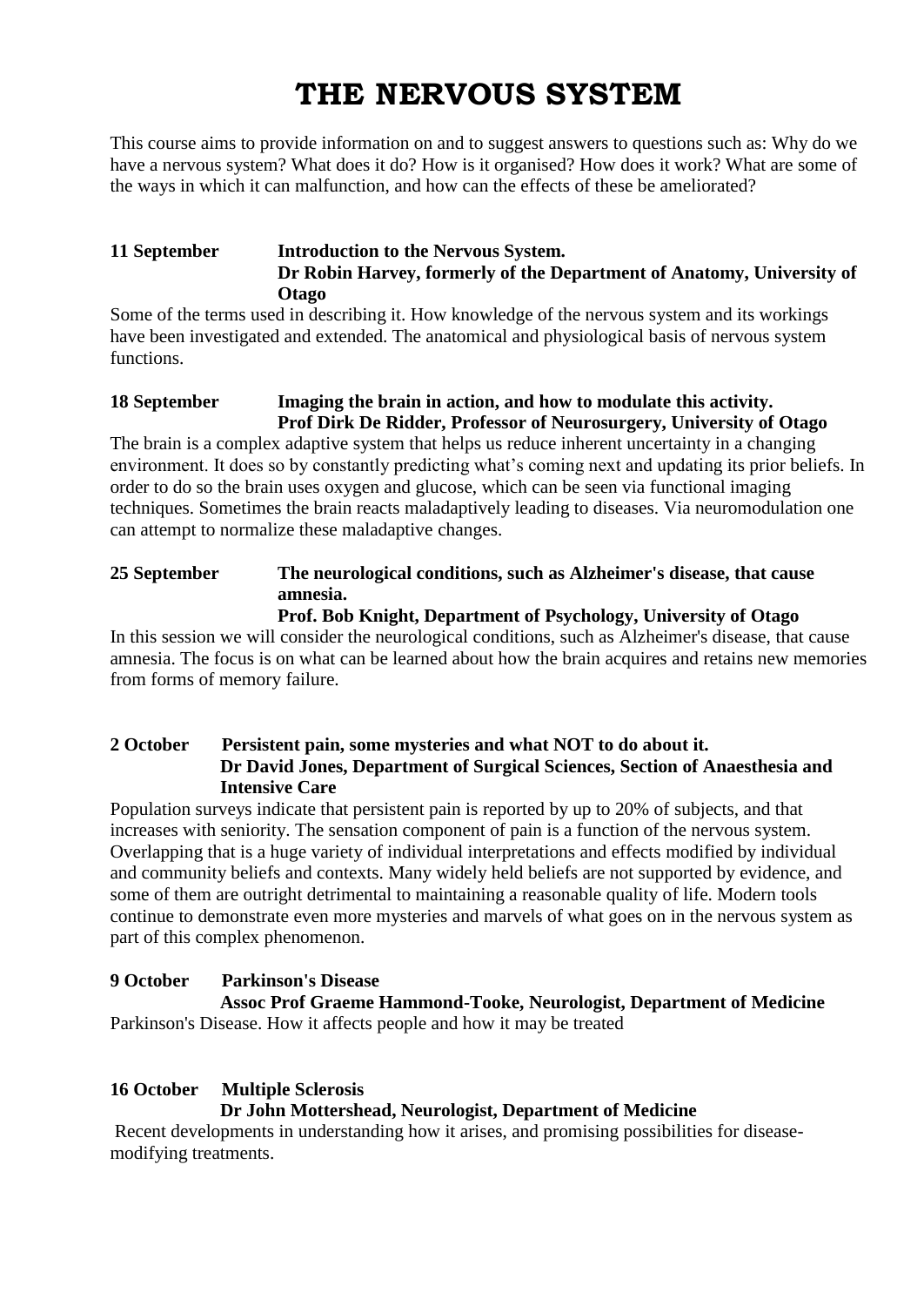# THE NERVOUS SYSTEM

This course aims to provide information on and to suggest answers to questions such as: Why do we have a nervous system? What does it do? How is it organised? How does it work? What are some of the ways in which it can malfunction, and how can the effects of these be ameliorated?

**11 September Introduction to the Nervous System.**
**Dr Robin Harvey, formerly of the Department of Anatomy, University of Otago**

Some of the terms used in describing it. How knowledge of the nervous system and its workings have been investigated and extended. The anatomical and physiological basis of nervous system functions.

**18 September Imaging the brain in action, and how to modulate this activity.**
**Prof Dirk De Ridder, Professor of Neurosurgery, University of Otago**

The brain is a complex adaptive system that helps us reduce inherent uncertainty in a changing environment. It does so by constantly predicting what's coming next and updating its prior beliefs. In order to do so the brain uses oxygen and glucose, which can be seen via functional imaging techniques. Sometimes the brain reacts maladaptively leading to diseases. Via neuromodulation one can attempt to normalize these maladaptive changes.

**25 September The neurological conditions, such as Alzheimer's disease, that cause amnesia.**
**Prof. Bob Knight, Department of Psychology, University of Otago**

In this session we will consider the neurological conditions, such as Alzheimer's disease, that cause amnesia. The focus is on what can be learned about how the brain acquires and retains new memories from forms of memory failure.

**2 October Persistent pain, some mysteries and what NOT to do about it.**
**Dr David Jones, Department of Surgical Sciences, Section of Anaesthesia and Intensive Care**

Population surveys indicate that persistent pain is reported by up to 20% of subjects, and that increases with seniority. The sensation component of pain is a function of the nervous system. Overlapping that is a huge variety of individual interpretations and effects modified by individual and community beliefs and contexts. Many widely held beliefs are not supported by evidence, and some of them are outright detrimental to maintaining a reasonable quality of life. Modern tools continue to demonstrate even more mysteries and marvels of what goes on in the nervous system as part of this complex phenomenon.

**9 October Parkinson's Disease**
**Assoc Prof Graeme Hammond-Tooke, Neurologist, Department of Medicine**

Parkinson's Disease. How it affects people and how it may be treated

**16 October Multiple Sclerosis**
**Dr John Mottershead, Neurologist, Department of Medicine**

Recent developments in understanding how it arises, and promising possibilities for disease-modifying treatments.